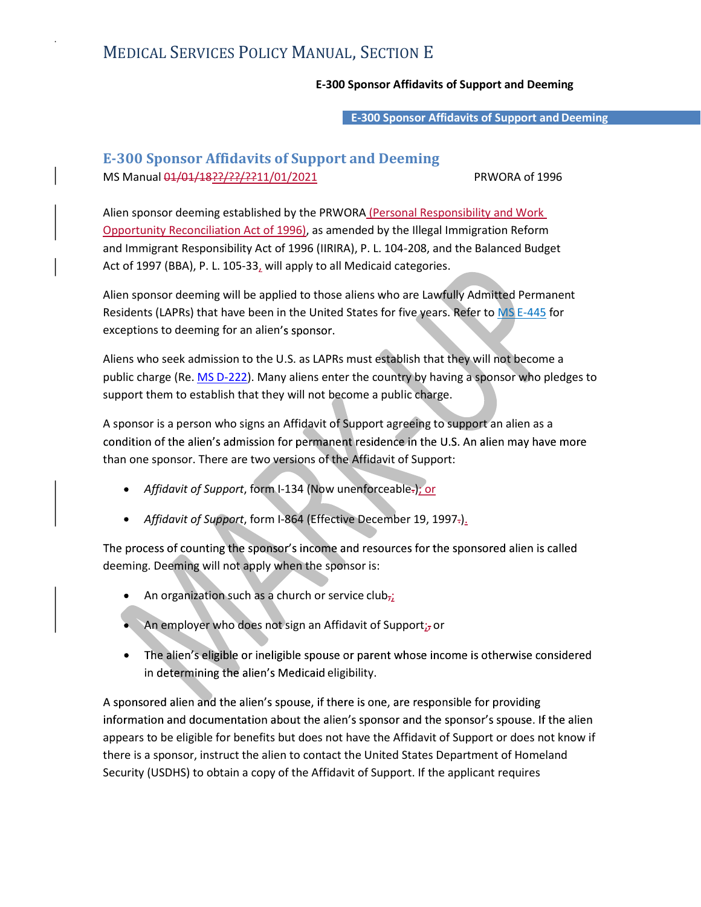# E-300 Sponsor Affidavits of Support and Deeming

MS Manual 01/01/18??/??/??11/01/2021 PRWORA of 1996

Alien sponsor deeming established by the PRWORA (Personal Responsibility and Work Opportunity Reconciliation Act of 1996), as amended by the Illegal Immigration Reform and Immigrant Responsibility Act of 1996 (IIRIRA), P. L. 104-208, and the Balanced Budget Act of 1997 (BBA), P. L. 105-33, will apply to all Medicaid categories.

Alien sponsor deeming will be applied to those aliens who are Lawfully Admitted Permanent Residents (LAPRs) that have been in the United States for five years. Refer to MS E-445 for exceptions to deeming for an alien's sponsor.

Aliens who seek admission to the U.S. as LAPRs must establish that they will not become a public charge (Re. MS D-222). Many aliens enter the country by having a sponsor who pledges to support them to establish that they will not become a public charge.

A sponsor is a person who signs an Affidavit of Support agreeing to support an alien as a condition of the alien's admission for permanent residence in the U.S. An alien may have more than one sponsor. There are two versions of the Affidavit of Support:

- *Affidavit of Support*, form I-134 (Now unenforceable.); or
- *Affidavit of Support*, form I-864 (Effective December 19, 1997.).

The process of counting the sponsor's income and resources for the sponsored alien is called deeming. Deeming will not apply when the sponsor is:

- An organization such as a church or service club,;
- An employer who does not sign an Affidavit of Support;, or
- The alien's eligible or ineligible spouse or parent whose income is otherwise considered in determining the alien's Medicaid eligibility.

A sponsored alien and the alien's spouse, if there is one, are responsible for providing information and documentation about the alien's sponsor and the sponsor's spouse. If the alien appears to be eligible for benefits but does not have the Affidavit of Support or does not know if there is a sponsor, instruct the alien to contact the United States Department of Homeland Security (USDHS) to obtain a copy of the Affidavit of Support. If the applicant requires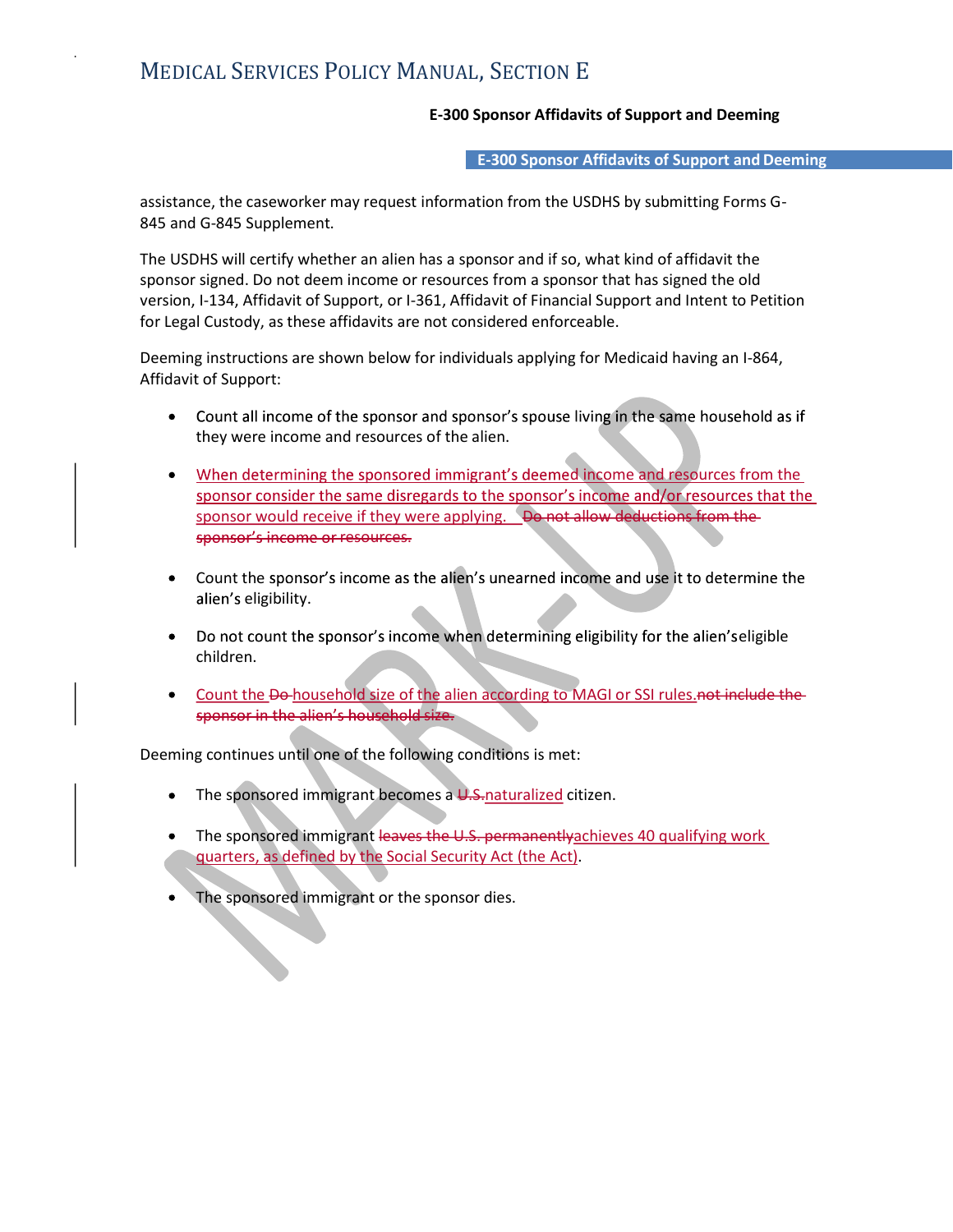assistance, the caseworker may request information from the USDHS by submitting Forms G-845 and G-845 Supplement.

The USDHS will certify whether an alien has a sponsor and if so, what kind of affidavit the sponsor signed. Do not deem income or resources from a sponsor that has signed the old version, I-134, Affidavit of Support, or I-361, Affidavit of Financial Support and Intent to Petition for Legal Custody, as these affidavits are not considered enforceable.

Deeming instructions are shown below for individuals applying for Medicaid having an I-864, Affidavit of Support:

- Count all income of the sponsor and sponsor's spouse living in the same household as if they were income and resources of the alien.

- When determining the sponsored immigrant's deemed income and resources from the sponsor consider the same disregards to the sponsor's income and/or resources that the sponsor would receive if they were applying. ~~Do not allow deductions from the sponsor's income or resources.~~

- Count the sponsor's income as the alien's unearned income and use it to determine the alien's eligibility.

- Do not count the sponsor's income when determining eligibility for the alien's eligible children.

- Count the ~~Do~~ household size of the alien according to MAGI or SSI rules. ~~not include the sponsor in the alien's household size.~~

Deeming continues until one of the following conditions is met:

- The sponsored immigrant becomes a ~~U.S.~~ naturalized citizen.

- The sponsored immigrant ~~leaves the U.S. permanently~~ achieves 40 qualifying work quarters, as defined by the Social Security Act (the Act).

- The sponsored immigrant or the sponsor dies.